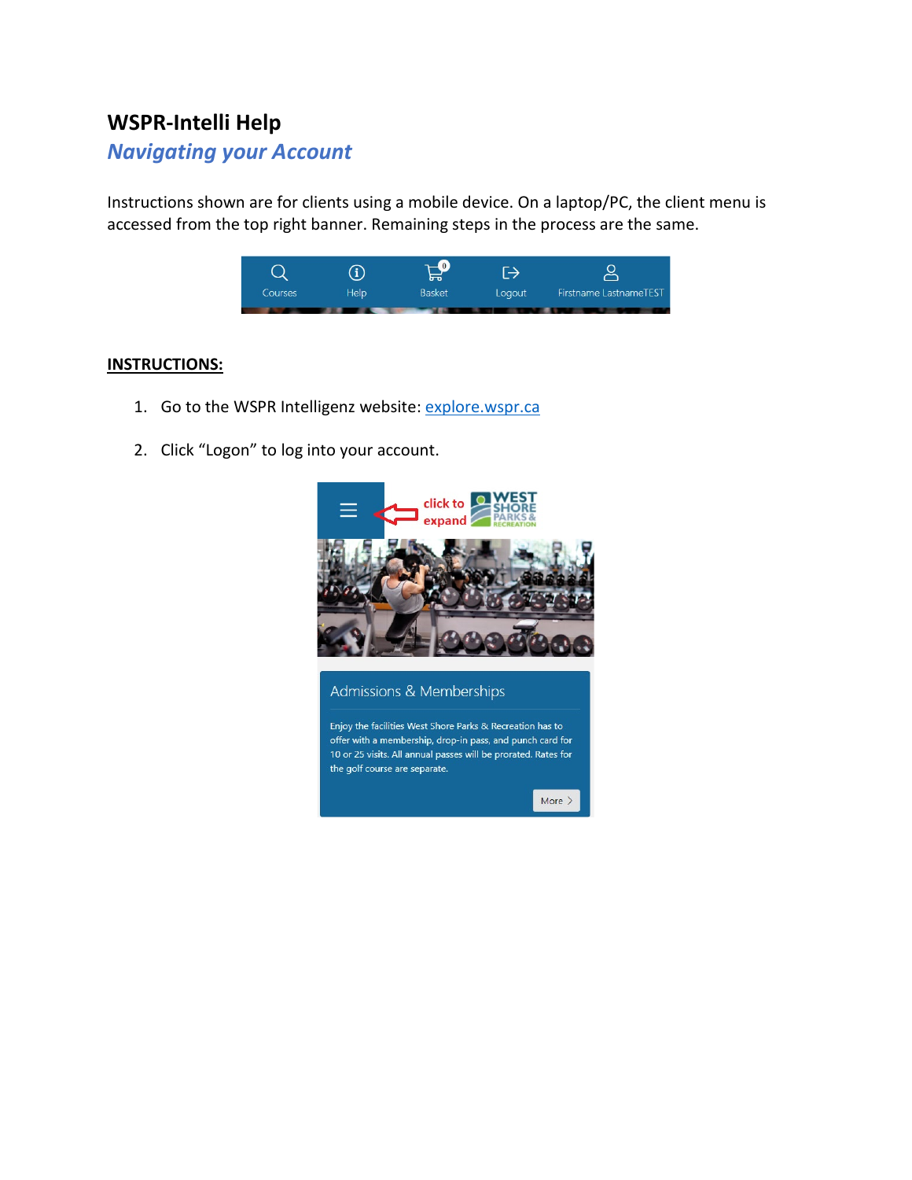# WSPR-Intelli Help

## *Navigating your Account*

Instructions shown are for clients using a mobile device. On a laptop/PC, the client menu is accessed from the top right banner. Remaining steps in the process are the same.

**INSTRUCTIONS:**

1. Go to the WSPR Intelligenz website: [explore.wspr.ca](explore.wspr.ca)

2. Click "Logon" to log into your account.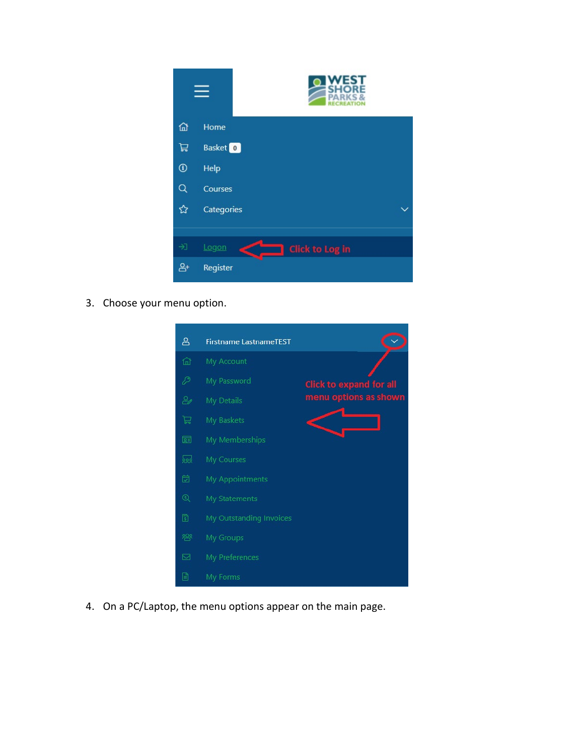Home
Basket 0
Help
Courses
Categories

Logon — Click to Log in

Register

3. Choose your menu option.

Firstname LastnameTEST

Click to expand for all menu options as shown

- My Account
- My Password
- My Details
- My Baskets
- My Memberships
- My Courses
- My Appointments
- My Statements
- My Outstanding Invoices
- My Groups
- My Preferences
- My Forms

4. On a PC/Laptop, the menu options appear on the main page.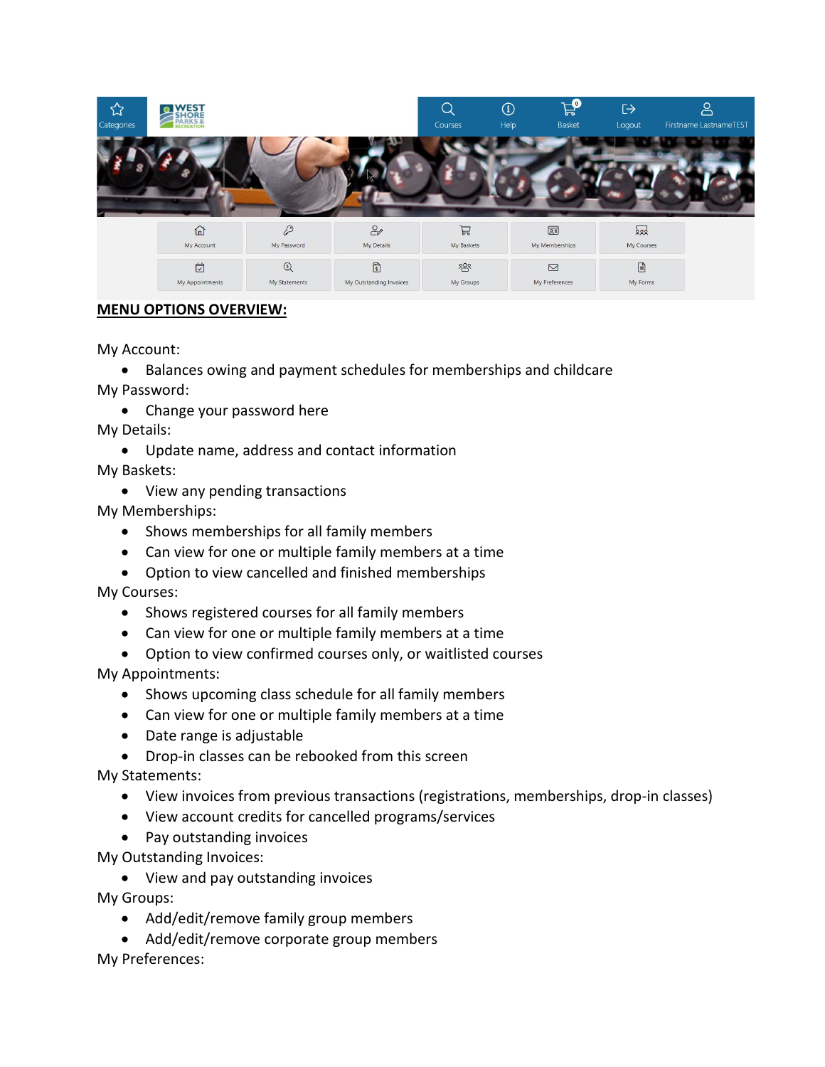Categories | WEST SHORE PARKS & RECREATION | Courses | Help | Basket | Logout | Firstname LastnameTEST

My Account | My Password | My Details | My Baskets | My Memberships | My Courses

My Appointments | My Statements | My Outstanding Invoices | My Groups | My Preferences | My Forms

**MENU OPTIONS OVERVIEW:**

My Account:

- Balances owing and payment schedules for memberships and childcare

My Password:

- Change your password here

My Details:

- Update name, address and contact information

My Baskets:

- View any pending transactions

My Memberships:

- Shows memberships for all family members
- Can view for one or multiple family members at a time
- Option to view cancelled and finished memberships

My Courses:

- Shows registered courses for all family members
- Can view for one or multiple family members at a time
- Option to view confirmed courses only, or waitlisted courses

My Appointments:

- Shows upcoming class schedule for all family members
- Can view for one or multiple family members at a time
- Date range is adjustable
- Drop-in classes can be rebooked from this screen

My Statements:

- View invoices from previous transactions (registrations, memberships, drop-in classes)
- View account credits for cancelled programs/services
- Pay outstanding invoices

My Outstanding Invoices:

- View and pay outstanding invoices

My Groups:

- Add/edit/remove family group members
- Add/edit/remove corporate group members

My Preferences: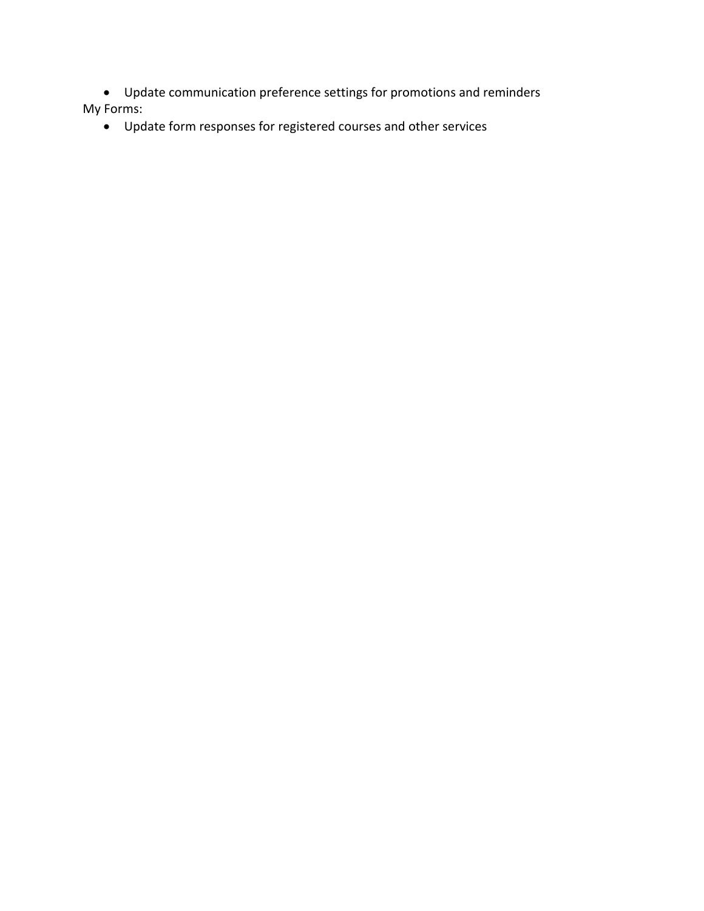- Update communication preference settings for promotions and reminders

My Forms:

- Update form responses for registered courses and other services